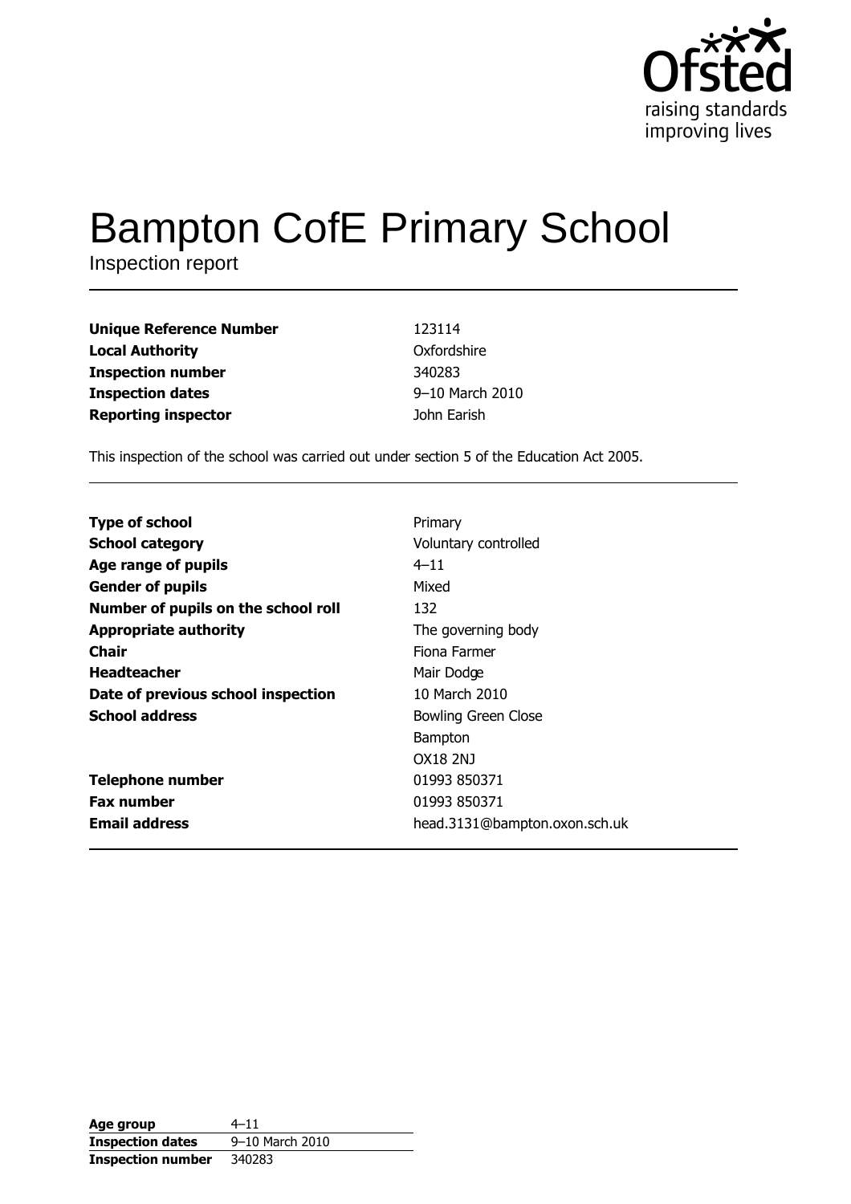# Bampton CofE Primary School

Inspection report

| | |
|---|---|
| **Unique Reference Number** | 123114 |
| **Local Authority** | Oxfordshire |
| **Inspection number** | 340283 |
| **Inspection dates** | 9–10 March 2010 |
| **Reporting inspector** | John Earish |

This inspection of the school was carried out under section 5 of the Education Act 2005.

| | |
|---|---|
| **Type of school** | Primary |
| **School category** | Voluntary controlled |
| **Age range of pupils** | 4–11 |
| **Gender of pupils** | Mixed |
| **Number of pupils on the school roll** | 132 |
| **Appropriate authority** | The governing body |
| **Chair** | Fiona Farmer |
| **Headteacher** | Mair Dodge |
| **Date of previous school inspection** | 10 March 2010 |
| **School address** | Bowling Green Close<br>Bampton<br>OX18 2NJ |
| **Telephone number** | 01993 850371 |
| **Fax number** | 01993 850371 |
| **Email address** | head.3131@bampton.oxon.sch.uk |

| | |
|---|---|
| **Age group** | 4–11 |
| **Inspection dates** | 9–10 March 2010 |
| **Inspection number** | 340283 |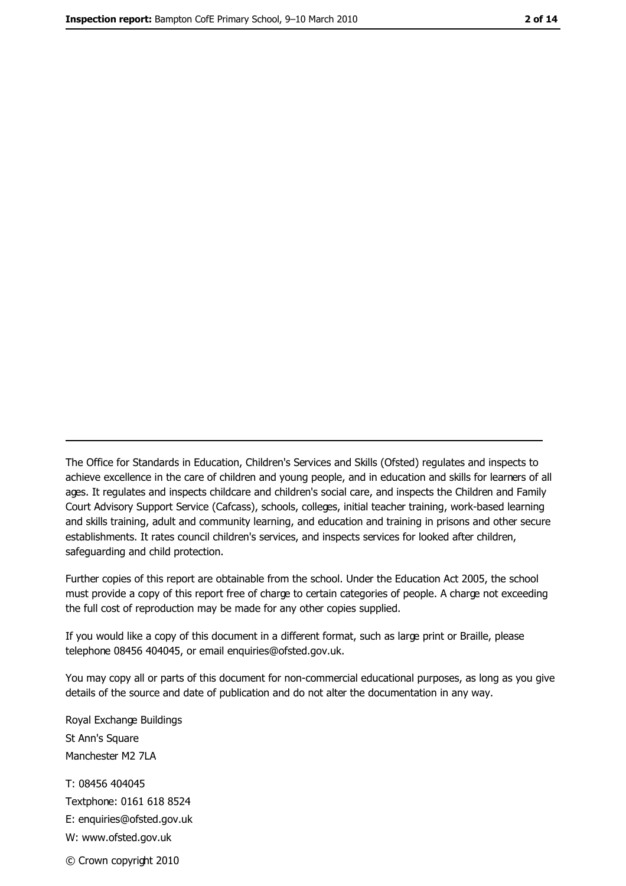The Office for Standards in Education, Children's Services and Skills (Ofsted) regulates and inspects to achieve excellence in the care of children and young people, and in education and skills for learners of all ages. It regulates and inspects childcare and children's social care, and inspects the Children and Family Court Advisory Support Service (Cafcass), schools, colleges, initial teacher training, work-based learning and skills training, adult and community learning, and education and training in prisons and other secure establishments. It rates council children's services, and inspects services for looked after children, safeguarding and child protection.

Further copies of this report are obtainable from the school. Under the Education Act 2005, the school must provide a copy of this report free of charge to certain categories of people. A charge not exceeding the full cost of reproduction may be made for any other copies supplied.

If you would like a copy of this document in a different format, such as large print or Braille, please telephone 08456 404045, or email enquiries@ofsted.gov.uk.

You may copy all or parts of this document for non-commercial educational purposes, as long as you give details of the source and date of publication and do not alter the documentation in any way.

Royal Exchange Buildings
St Ann's Square
Manchester M2 7LA

T: 08456 404045
Textphone: 0161 618 8524
E: enquiries@ofsted.gov.uk
W: www.ofsted.gov.uk

© Crown copyright 2010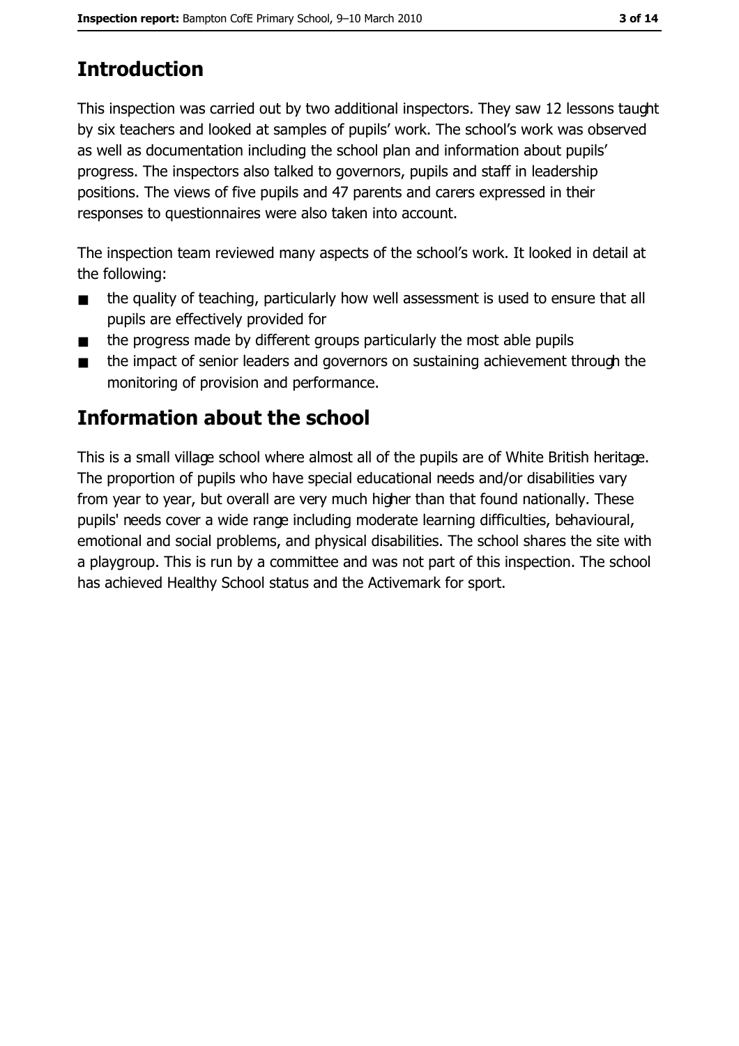## Introduction

This inspection was carried out by two additional inspectors. They saw 12 lessons taught by six teachers and looked at samples of pupils' work. The school's work was observed as well as documentation including the school plan and information about pupils' progress. The inspectors also talked to governors, pupils and staff in leadership positions. The views of five pupils and 47 parents and carers expressed in their responses to questionnaires were also taken into account.

The inspection team reviewed many aspects of the school's work. It looked in detail at the following:

- the quality of teaching, particularly how well assessment is used to ensure that all pupils are effectively provided for
- the progress made by different groups particularly the most able pupils
- the impact of senior leaders and governors on sustaining achievement through the monitoring of provision and performance.

## Information about the school

This is a small village school where almost all of the pupils are of White British heritage. The proportion of pupils who have special educational needs and/or disabilities vary from year to year, but overall are very much higher than that found nationally. These pupils' needs cover a wide range including moderate learning difficulties, behavioural, emotional and social problems, and physical disabilities. The school shares the site with a playgroup. This is run by a committee and was not part of this inspection. The school has achieved Healthy School status and the Activemark for sport.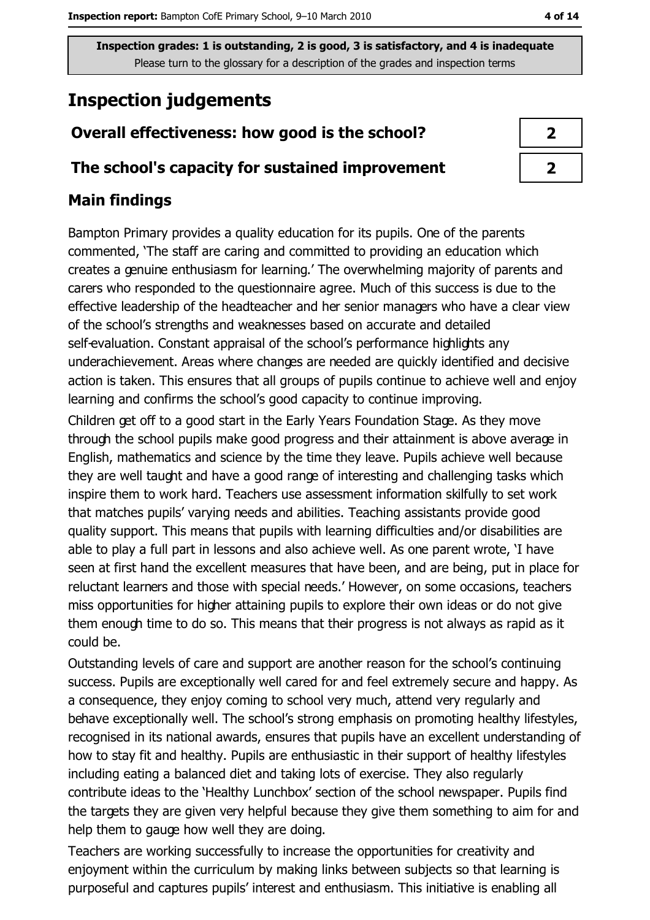Inspection grades: 1 is outstanding, 2 is good, 3 is satisfactory, and 4 is inadequate
Please turn to the glossary for a description of the grades and inspection terms

# Inspection judgements

| | |
|---|---|
| **Overall effectiveness: how good is the school?** | 2 |
| **The school's capacity for sustained improvement** | 2 |

## Main findings

Bampton Primary provides a quality education for its pupils. One of the parents commented, 'The staff are caring and committed to providing an education which creates a genuine enthusiasm for learning.' The overwhelming majority of parents and carers who responded to the questionnaire agree. Much of this success is due to the effective leadership of the headteacher and her senior managers who have a clear view of the school's strengths and weaknesses based on accurate and detailed self-evaluation. Constant appraisal of the school's performance highlights any underachievement. Areas where changes are needed are quickly identified and decisive action is taken. This ensures that all groups of pupils continue to achieve well and enjoy learning and confirms the school's good capacity to continue improving.

Children get off to a good start in the Early Years Foundation Stage. As they move through the school pupils make good progress and their attainment is above average in English, mathematics and science by the time they leave. Pupils achieve well because they are well taught and have a good range of interesting and challenging tasks which inspire them to work hard. Teachers use assessment information skilfully to set work that matches pupils' varying needs and abilities. Teaching assistants provide good quality support. This means that pupils with learning difficulties and/or disabilities are able to play a full part in lessons and also achieve well. As one parent wrote, 'I have seen at first hand the excellent measures that have been, and are being, put in place for reluctant learners and those with special needs.' However, on some occasions, teachers miss opportunities for higher attaining pupils to explore their own ideas or do not give them enough time to do so. This means that their progress is not always as rapid as it could be.

Outstanding levels of care and support are another reason for the school's continuing success. Pupils are exceptionally well cared for and feel extremely secure and happy. As a consequence, they enjoy coming to school very much, attend very regularly and behave exceptionally well. The school's strong emphasis on promoting healthy lifestyles, recognised in its national awards, ensures that pupils have an excellent understanding of how to stay fit and healthy. Pupils are enthusiastic in their support of healthy lifestyles including eating a balanced diet and taking lots of exercise. They also regularly contribute ideas to the 'Healthy Lunchbox' section of the school newspaper. Pupils find the targets they are given very helpful because they give them something to aim for and help them to gauge how well they are doing.

Teachers are working successfully to increase the opportunities for creativity and enjoyment within the curriculum by making links between subjects so that learning is purposeful and captures pupils' interest and enthusiasm. This initiative is enabling all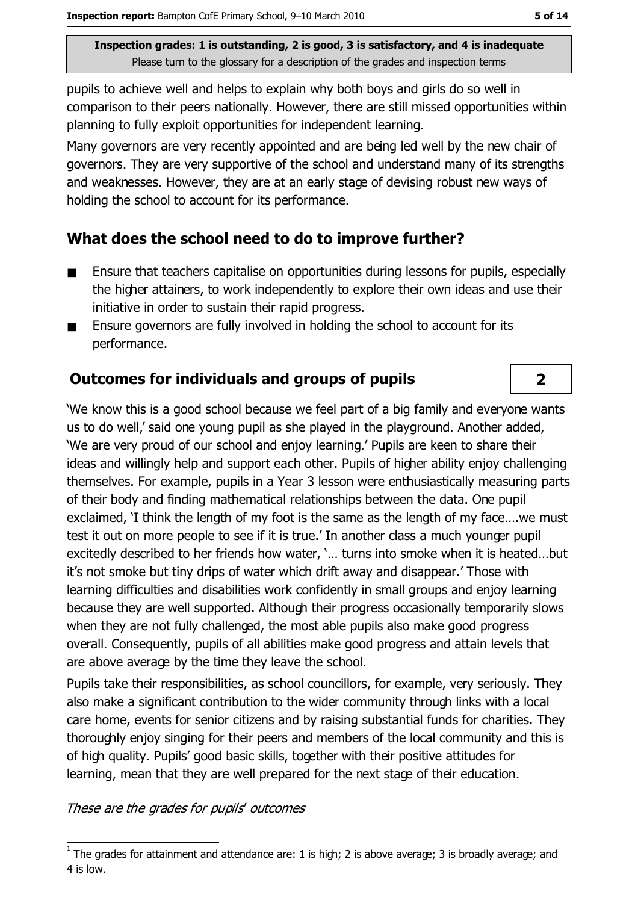pupils to achieve well and helps to explain why both boys and girls do so well in comparison to their peers nationally. However, there are still missed opportunities within planning to fully exploit opportunities for independent learning.

Many governors are very recently appointed and are being led well by the new chair of governors. They are very supportive of the school and understand many of its strengths and weaknesses. However, they are at an early stage of devising robust new ways of holding the school to account for its performance.

## What does the school need to do to improve further?

- Ensure that teachers capitalise on opportunities during lessons for pupils, especially the higher attainers, to work independently to explore their own ideas and use their initiative in order to sustain their rapid progress.
- Ensure governors are fully involved in holding the school to account for its performance.

## Outcomes for individuals and groups of pupils — 2

'We know this is a good school because we feel part of a big family and everyone wants us to do well,' said one young pupil as she played in the playground. Another added, 'We are very proud of our school and enjoy learning.' Pupils are keen to share their ideas and willingly help and support each other. Pupils of higher ability enjoy challenging themselves. For example, pupils in a Year 3 lesson were enthusiastically measuring parts of their body and finding mathematical relationships between the data. One pupil exclaimed, 'I think the length of my foot is the same as the length of my face….we must test it out on more people to see if it is true.' In another class a much younger pupil excitedly described to her friends how water, '… turns into smoke when it is heated…but it's not smoke but tiny drips of water which drift away and disappear.' Those with learning difficulties and disabilities work confidently in small groups and enjoy learning because they are well supported. Although their progress occasionally temporarily slows when they are not fully challenged, the most able pupils also make good progress overall. Consequently, pupils of all abilities make good progress and attain levels that are above average by the time they leave the school.

Pupils take their responsibilities, as school councillors, for example, very seriously. They also make a significant contribution to the wider community through links with a local care home, events for senior citizens and by raising substantial funds for charities. They thoroughly enjoy singing for their peers and members of the local community and this is of high quality. Pupils' good basic skills, together with their positive attitudes for learning, mean that they are well prepared for the next stage of their education.

*These are the grades for pupils' outcomes*

[1] The grades for attainment and attendance are: 1 is high; 2 is above average; 3 is broadly average; and 4 is low.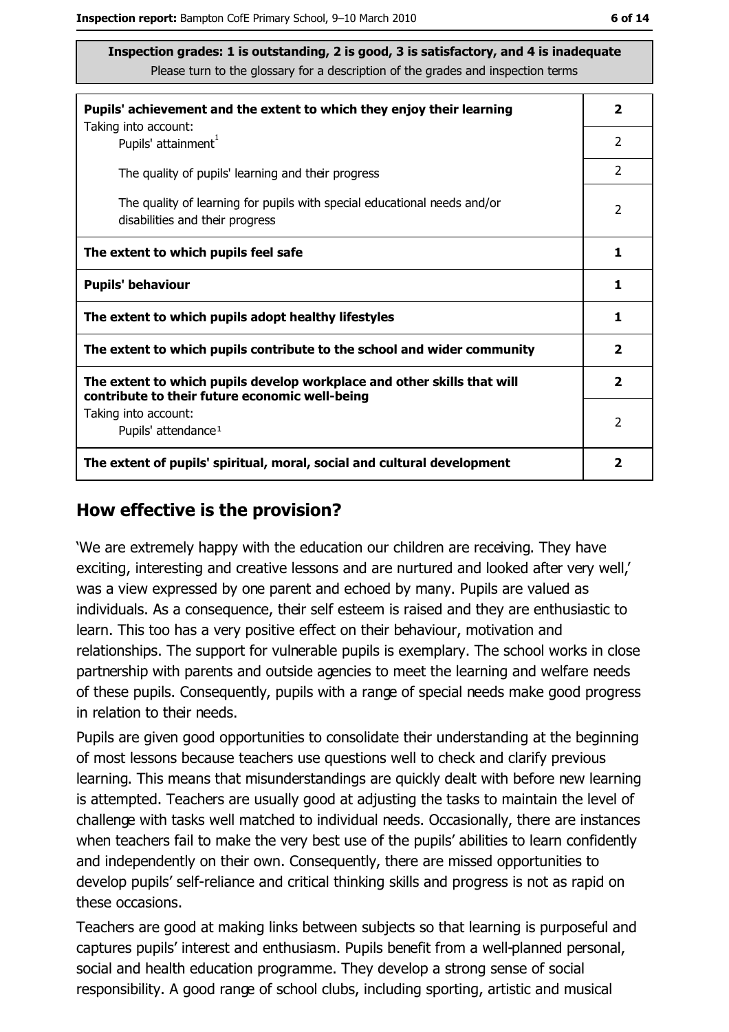**Inspection grades: 1 is outstanding, 2 is good, 3 is satisfactory, and 4 is inadequate**
Please turn to the glossary for a description of the grades and inspection terms

| | |
|---|---|
| **Pupils' achievement and the extent to which they enjoy their learning** | **2** |
| Taking into account: Pupils' attainment[1] | 2 |
| The quality of pupils' learning and their progress | 2 |
| The quality of learning for pupils with special educational needs and/or disabilities and their progress | 2 |
| **The extent to which pupils feel safe** | **1** |
| **Pupils' behaviour** | **1** |
| **The extent to which pupils adopt healthy lifestyles** | **1** |
| **The extent to which pupils contribute to the school and wider community** | **2** |
| **The extent to which pupils develop workplace and other skills that will contribute to their future economic well-being** | **2** |
| Taking into account: Pupils' attendance[1] | 2 |
| **The extent of pupils' spiritual, moral, social and cultural development** | **2** |

## How effective is the provision?

'We are extremely happy with the education our children are receiving. They have exciting, interesting and creative lessons and are nurtured and looked after very well,' was a view expressed by one parent and echoed by many. Pupils are valued as individuals. As a consequence, their self esteem is raised and they are enthusiastic to learn. This too has a very positive effect on their behaviour, motivation and relationships. The support for vulnerable pupils is exemplary. The school works in close partnership with parents and outside agencies to meet the learning and welfare needs of these pupils. Consequently, pupils with a range of special needs make good progress in relation to their needs.

Pupils are given good opportunities to consolidate their understanding at the beginning of most lessons because teachers use questions well to check and clarify previous learning. This means that misunderstandings are quickly dealt with before new learning is attempted. Teachers are usually good at adjusting the tasks to maintain the level of challenge with tasks well matched to individual needs. Occasionally, there are instances when teachers fail to make the very best use of the pupils' abilities to learn confidently and independently on their own. Consequently, there are missed opportunities to develop pupils' self-reliance and critical thinking skills and progress is not as rapid on these occasions.

Teachers are good at making links between subjects so that learning is purposeful and captures pupils' interest and enthusiasm. Pupils benefit from a well-planned personal, social and health education programme. They develop a strong sense of social responsibility. A good range of school clubs, including sporting, artistic and musical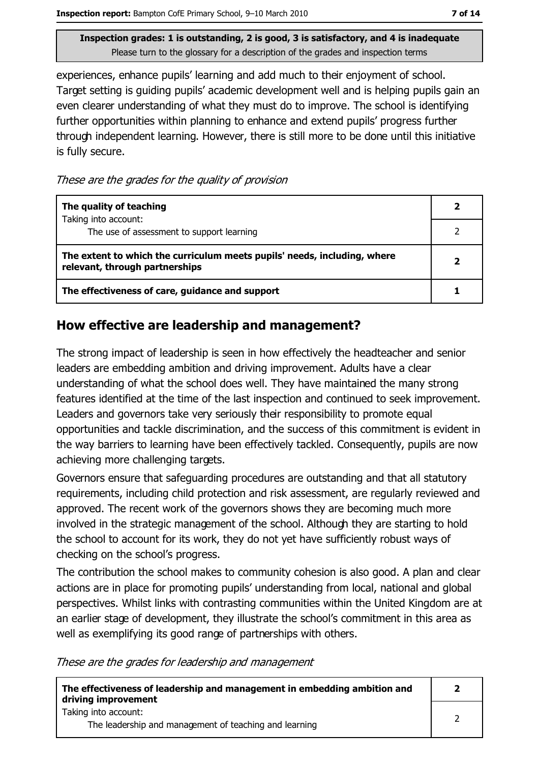experiences, enhance pupils' learning and add much to their enjoyment of school. Target setting is guiding pupils' academic development well and is helping pupils gain an even clearer understanding of what they must do to improve. The school is identifying further opportunities within planning to enhance and extend pupils' progress further through independent learning. However, there is still more to be done until this initiative is fully secure.

*These are the grades for the quality of provision*

| | |
|---|---|
| **The quality of teaching** | **2** |
| Taking into account: The use of assessment to support learning | 2 |
| **The extent to which the curriculum meets pupils' needs, including, where relevant, through partnerships** | **2** |
| **The effectiveness of care, guidance and support** | **1** |

## How effective are leadership and management?

The strong impact of leadership is seen in how effectively the headteacher and senior leaders are embedding ambition and driving improvement. Adults have a clear understanding of what the school does well. They have maintained the many strong features identified at the time of the last inspection and continued to seek improvement. Leaders and governors take very seriously their responsibility to promote equal opportunities and tackle discrimination, and the success of this commitment is evident in the way barriers to learning have been effectively tackled. Consequently, pupils are now achieving more challenging targets.

Governors ensure that safeguarding procedures are outstanding and that all statutory requirements, including child protection and risk assessment, are regularly reviewed and approved. The recent work of the governors shows they are becoming much more involved in the strategic management of the school. Although they are starting to hold the school to account for its work, they do not yet have sufficiently robust ways of checking on the school's progress.

The contribution the school makes to community cohesion is also good. A plan and clear actions are in place for promoting pupils' understanding from local, national and global perspectives. Whilst links with contrasting communities within the United Kingdom are at an earlier stage of development, they illustrate the school's commitment in this area as well as exemplifying its good range of partnerships with others.

*These are the grades for leadership and management*

| | |
|---|---|
| **The effectiveness of leadership and management in embedding ambition and driving improvement** | **2** |
| Taking into account: The leadership and management of teaching and learning | 2 |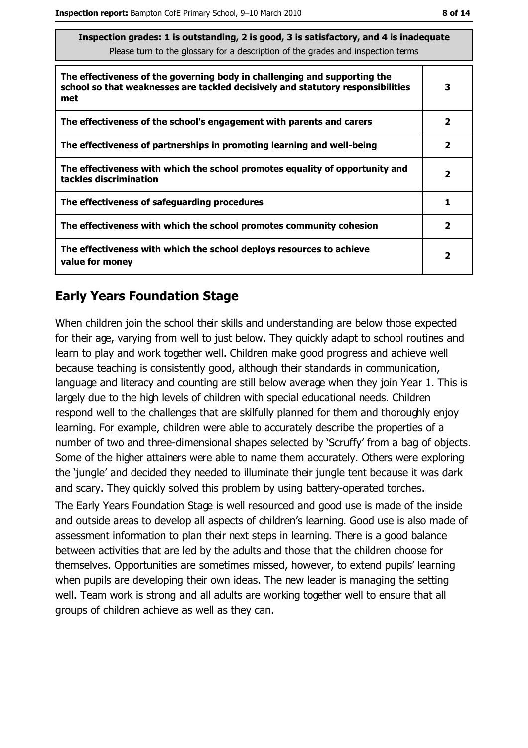| Inspection grades: 1 is outstanding, 2 is good, 3 is satisfactory, and 4 is inadequate<br>Please turn to the glossary for a description of the grades and inspection terms | |
|---|---|
| **The effectiveness of the governing body in challenging and supporting the school so that weaknesses are tackled decisively and statutory responsibilities met** | **3** |
| **The effectiveness of the school's engagement with parents and carers** | **2** |
| **The effectiveness of partnerships in promoting learning and well-being** | **2** |
| **The effectiveness with which the school promotes equality of opportunity and tackles discrimination** | **2** |
| **The effectiveness of safeguarding procedures** | **1** |
| **The effectiveness with which the school promotes community cohesion** | **2** |
| **The effectiveness with which the school deploys resources to achieve value for money** | **2** |

## Early Years Foundation Stage

When children join the school their skills and understanding are below those expected for their age, varying from well to just below. They quickly adapt to school routines and learn to play and work together well. Children make good progress and achieve well because teaching is consistently good, although their standards in communication, language and literacy and counting are still below average when they join Year 1. This is largely due to the high levels of children with special educational needs. Children respond well to the challenges that are skilfully planned for them and thoroughly enjoy learning. For example, children were able to accurately describe the properties of a number of two and three-dimensional shapes selected by 'Scruffy' from a bag of objects. Some of the higher attainers were able to name them accurately. Others were exploring the 'jungle' and decided they needed to illuminate their jungle tent because it was dark and scary. They quickly solved this problem by using battery-operated torches.

The Early Years Foundation Stage is well resourced and good use is made of the inside and outside areas to develop all aspects of children's learning. Good use is also made of assessment information to plan their next steps in learning. There is a good balance between activities that are led by the adults and those that the children choose for themselves. Opportunities are sometimes missed, however, to extend pupils' learning when pupils are developing their own ideas. The new leader is managing the setting well. Team work is strong and all adults are working together well to ensure that all groups of children achieve as well as they can.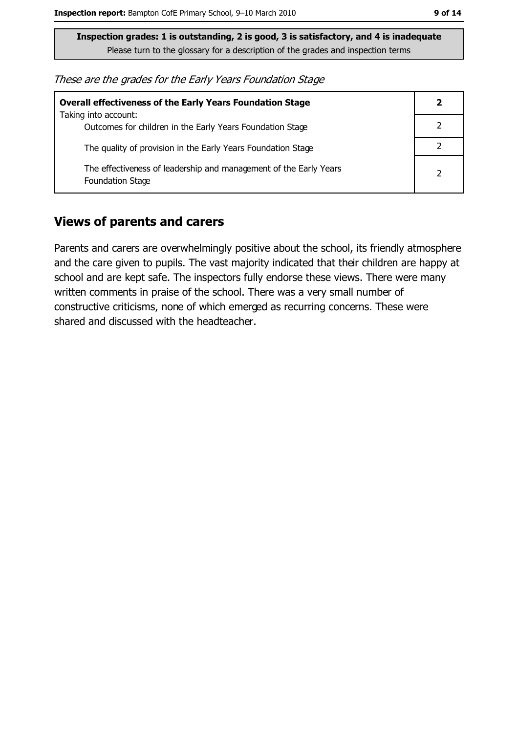**Inspection grades: 1 is outstanding, 2 is good, 3 is satisfactory, and 4 is inadequate**
Please turn to the glossary for a description of the grades and inspection terms

*These are the grades for the Early Years Foundation Stage*

| | |
|---|---|
| **Overall effectiveness of the Early Years Foundation Stage**<br>Taking into account: | **2** |
| Outcomes for children in the Early Years Foundation Stage | 2 |
| The quality of provision in the Early Years Foundation Stage | 2 |
| The effectiveness of leadership and management of the Early Years Foundation Stage | 2 |

## Views of parents and carers

Parents and carers are overwhelmingly positive about the school, its friendly atmosphere and the care given to pupils. The vast majority indicated that their children are happy at school and are kept safe. The inspectors fully endorse these views. There were many written comments in praise of the school. There was a very small number of constructive criticisms, none of which emerged as recurring concerns. These were shared and discussed with the headteacher.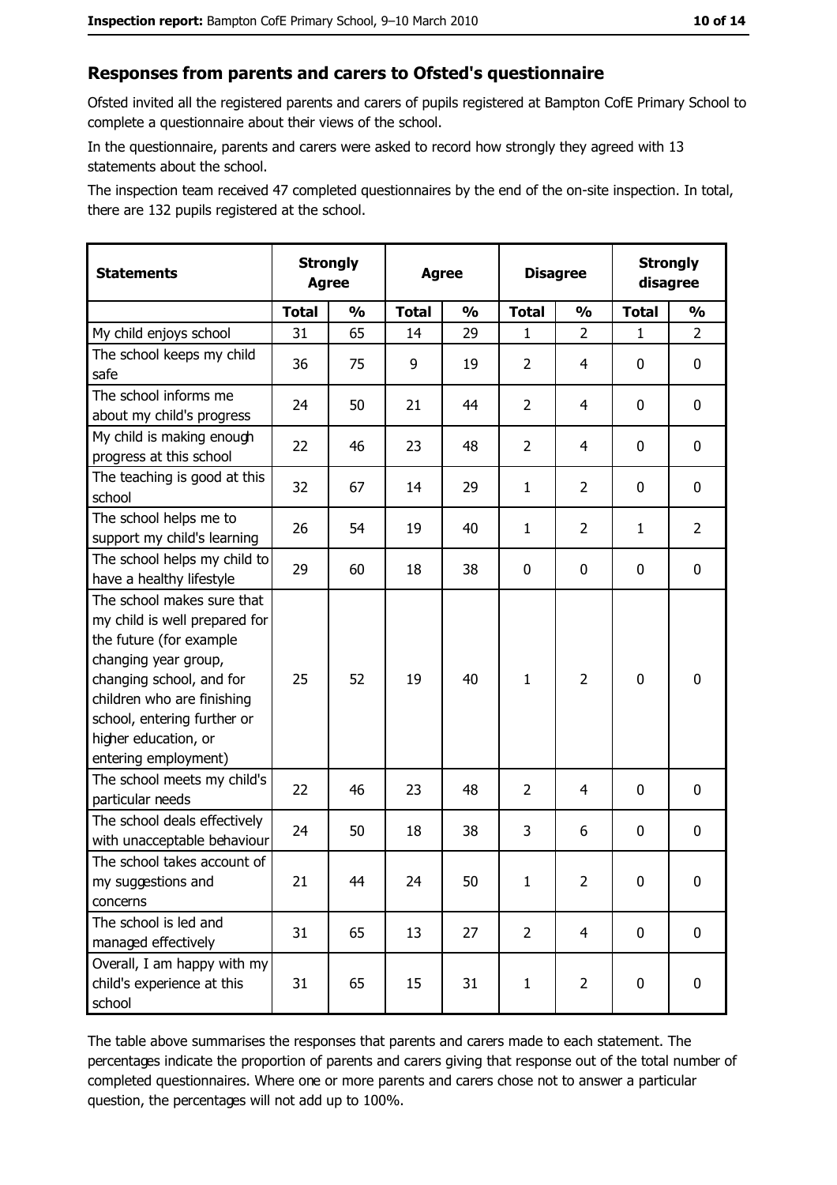## Responses from parents and carers to Ofsted's questionnaire

Ofsted invited all the registered parents and carers of pupils registered at Bampton CofE Primary School to complete a questionnaire about their views of the school.

In the questionnaire, parents and carers were asked to record how strongly they agreed with 13 statements about the school.

The inspection team received 47 completed questionnaires by the end of the on-site inspection. In total, there are 132 pupils registered at the school.

| Statements | Strongly Agree | | Agree | | Disagree | | Strongly disagree | |
|---|---|---|---|---|---|---|---|---|
| | Total | % | Total | % | Total | % | Total | % |
| My child enjoys school | 31 | 65 | 14 | 29 | 1 | 2 | 1 | 2 |
| The school keeps my child safe | 36 | 75 | 9 | 19 | 2 | 4 | 0 | 0 |
| The school informs me about my child's progress | 24 | 50 | 21 | 44 | 2 | 4 | 0 | 0 |
| My child is making enough progress at this school | 22 | 46 | 23 | 48 | 2 | 4 | 0 | 0 |
| The teaching is good at this school | 32 | 67 | 14 | 29 | 1 | 2 | 0 | 0 |
| The school helps me to support my child's learning | 26 | 54 | 19 | 40 | 1 | 2 | 1 | 2 |
| The school helps my child to have a healthy lifestyle | 29 | 60 | 18 | 38 | 0 | 0 | 0 | 0 |
| The school makes sure that my child is well prepared for the future (for example changing year group, changing school, and for children who are finishing school, entering further or higher education, or entering employment) | 25 | 52 | 19 | 40 | 1 | 2 | 0 | 0 |
| The school meets my child's particular needs | 22 | 46 | 23 | 48 | 2 | 4 | 0 | 0 |
| The school deals effectively with unacceptable behaviour | 24 | 50 | 18 | 38 | 3 | 6 | 0 | 0 |
| The school takes account of my suggestions and concerns | 21 | 44 | 24 | 50 | 1 | 2 | 0 | 0 |
| The school is led and managed effectively | 31 | 65 | 13 | 27 | 2 | 4 | 0 | 0 |
| Overall, I am happy with my child's experience at this school | 31 | 65 | 15 | 31 | 1 | 2 | 0 | 0 |

The table above summarises the responses that parents and carers made to each statement. The percentages indicate the proportion of parents and carers giving that response out of the total number of completed questionnaires. Where one or more parents and carers chose not to answer a particular question, the percentages will not add up to 100%.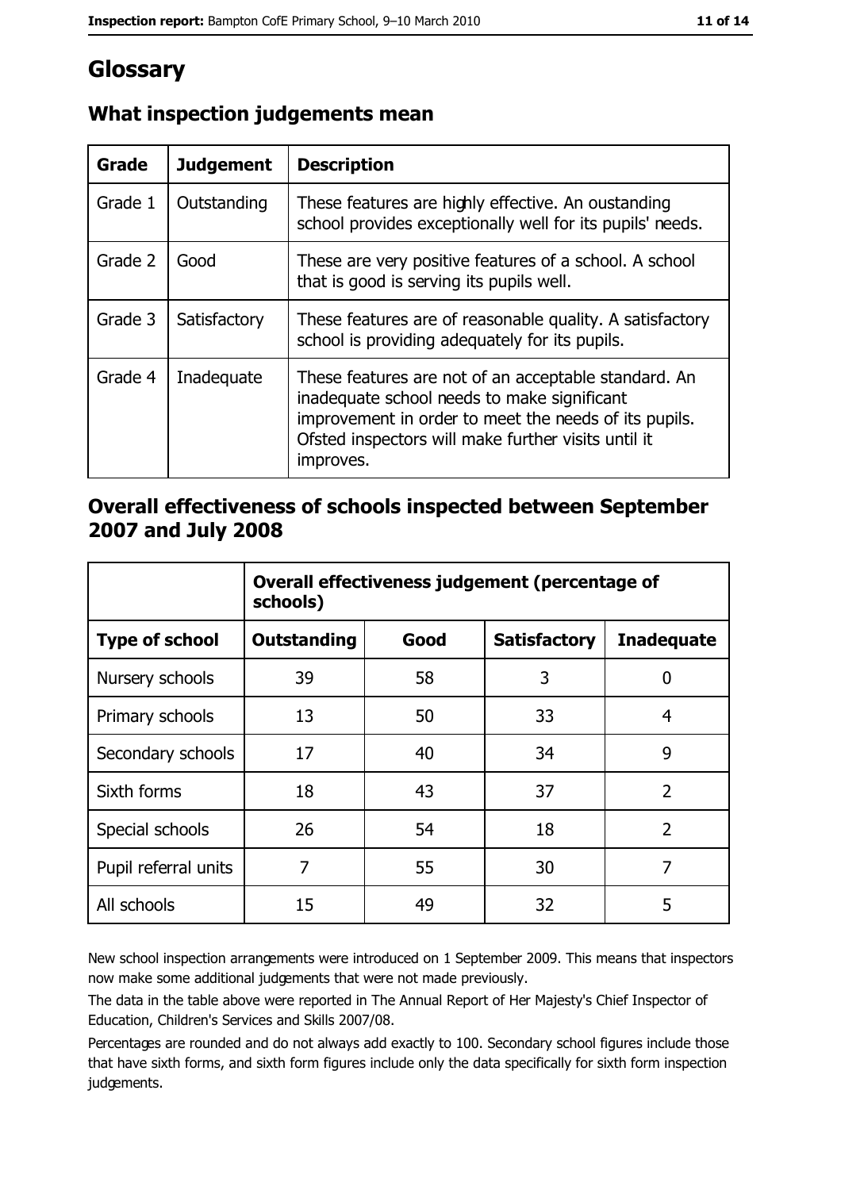# Glossary

## What inspection judgements mean

| Grade | Judgement | Description |
| --- | --- | --- |
| Grade 1 | Outstanding | These features are highly effective. An oustanding school provides exceptionally well for its pupils' needs. |
| Grade 2 | Good | These are very positive features of a school. A school that is good is serving its pupils well. |
| Grade 3 | Satisfactory | These features are of reasonable quality. A satisfactory school is providing adequately for its pupils. |
| Grade 4 | Inadequate | These features are not of an acceptable standard. An inadequate school needs to make significant improvement in order to meet the needs of its pupils. Ofsted inspectors will make further visits until it improves. |

## Overall effectiveness of schools inspected between September 2007 and July 2008

| | **Overall effectiveness judgement (percentage of schools)** | | | |
| --- | --- | --- | --- | --- |
| **Type of school** | **Outstanding** | **Good** | **Satisfactory** | **Inadequate** |
| Nursery schools | 39 | 58 | 3 | 0 |
| Primary schools | 13 | 50 | 33 | 4 |
| Secondary schools | 17 | 40 | 34 | 9 |
| Sixth forms | 18 | 43 | 37 | 2 |
| Special schools | 26 | 54 | 18 | 2 |
| Pupil referral units | 7 | 55 | 30 | 7 |
| All schools | 15 | 49 | 32 | 5 |

New school inspection arrangements were introduced on 1 September 2009. This means that inspectors now make some additional judgements that were not made previously.

The data in the table above were reported in The Annual Report of Her Majesty's Chief Inspector of Education, Children's Services and Skills 2007/08.

Percentages are rounded and do not always add exactly to 100. Secondary school figures include those that have sixth forms, and sixth form figures include only the data specifically for sixth form inspection judgements.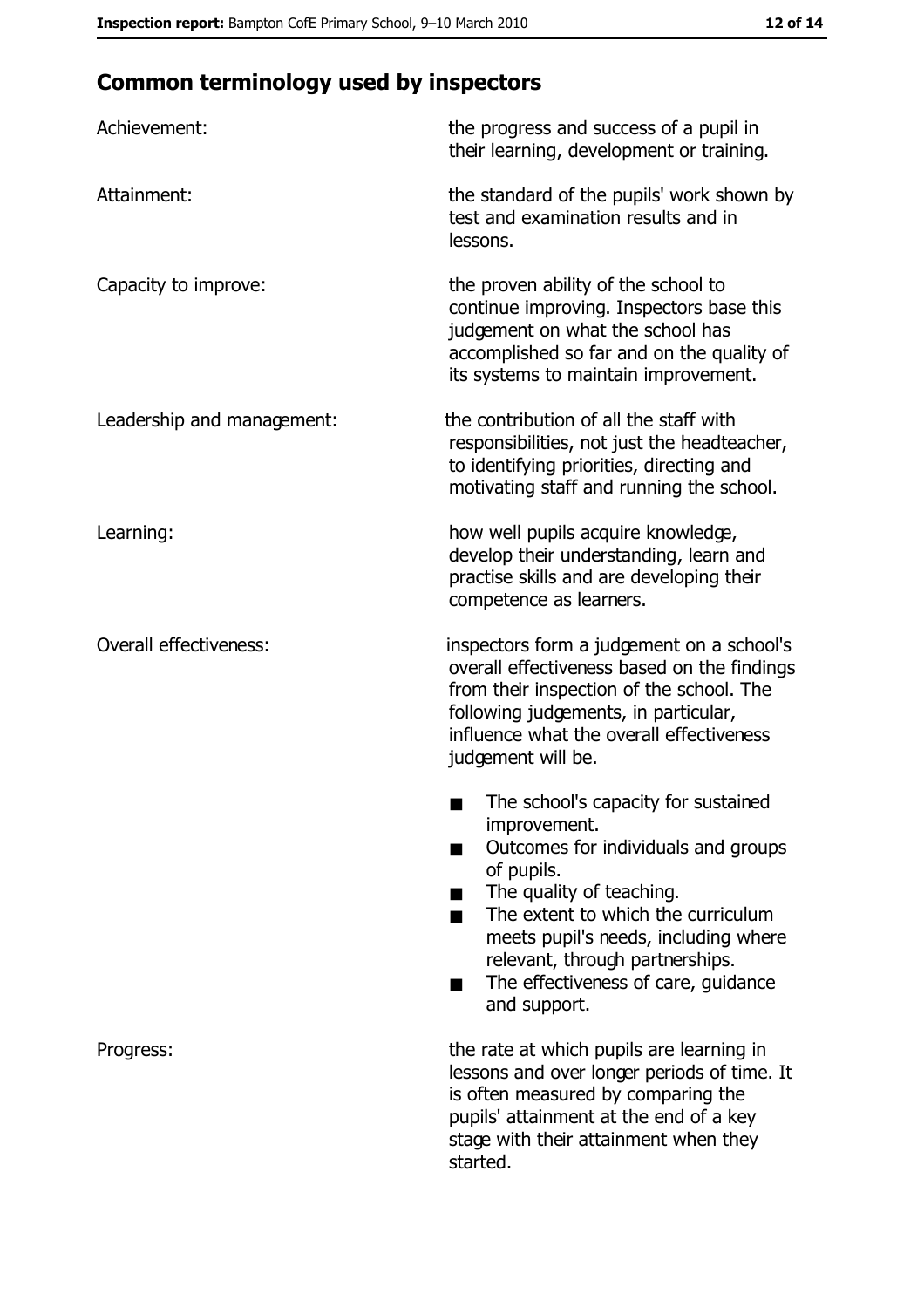## Common terminology used by inspectors

| | |
|---|---|
| Achievement: | the progress and success of a pupil in their learning, development or training. |
| Attainment: | the standard of the pupils' work shown by test and examination results and in lessons. |
| Capacity to improve: | the proven ability of the school to continue improving. Inspectors base this judgement on what the school has accomplished so far and on the quality of its systems to maintain improvement. |
| Leadership and management: | the contribution of all the staff with responsibilities, not just the headteacher, to identifying priorities, directing and motivating staff and running the school. |
| Learning: | how well pupils acquire knowledge, develop their understanding, learn and practise skills and are developing their competence as learners. |
| Overall effectiveness: | inspectors form a judgement on a school's overall effectiveness based on the findings from their inspection of the school. The following judgements, in particular, influence what the overall effectiveness judgement will be. <br>■ The school's capacity for sustained improvement.<br>■ Outcomes for individuals and groups of pupils.<br>■ The quality of teaching.<br>■ The extent to which the curriculum meets pupil's needs, including where relevant, through partnerships.<br>■ The effectiveness of care, guidance and support. |
| Progress: | the rate at which pupils are learning in lessons and over longer periods of time. It is often measured by comparing the pupils' attainment at the end of a key stage with their attainment when they started. |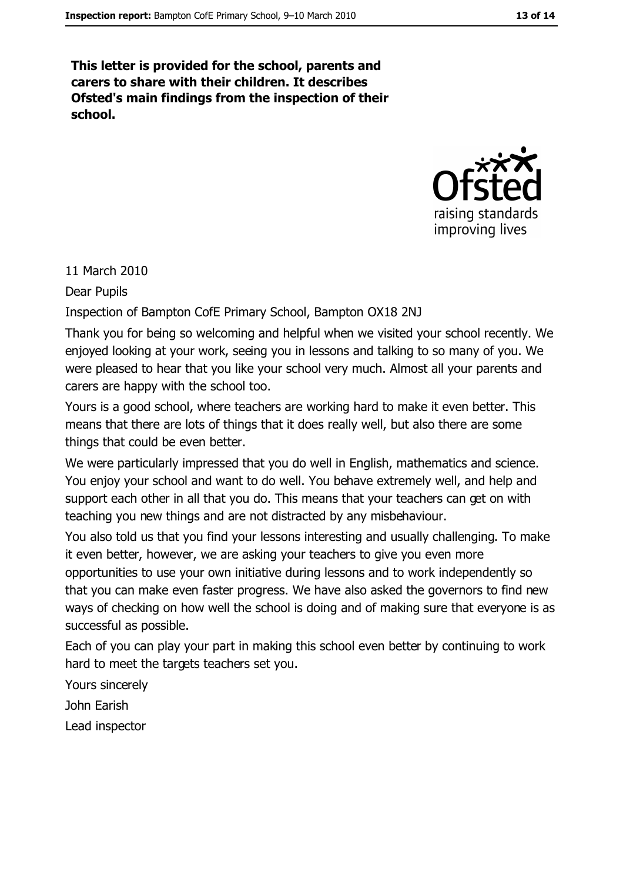**This letter is provided for the school, parents and carers to share with their children. It describes Ofsted's main findings from the inspection of their school.**

Ofsted
raising standards
improving lives

11 March 2010

Dear Pupils

Inspection of Bampton CofE Primary School, Bampton OX18 2NJ

Thank you for being so welcoming and helpful when we visited your school recently. We enjoyed looking at your work, seeing you in lessons and talking to so many of you. We were pleased to hear that you like your school very much. Almost all your parents and carers are happy with the school too.

Yours is a good school, where teachers are working hard to make it even better. This means that there are lots of things that it does really well, but also there are some things that could be even better.

We were particularly impressed that you do well in English, mathematics and science. You enjoy your school and want to do well. You behave extremely well, and help and support each other in all that you do. This means that your teachers can get on with teaching you new things and are not distracted by any misbehaviour.

You also told us that you find your lessons interesting and usually challenging. To make it even better, however, we are asking your teachers to give you even more opportunities to use your own initiative during lessons and to work independently so that you can make even faster progress. We have also asked the governors to find new ways of checking on how well the school is doing and of making sure that everyone is as successful as possible.

Each of you can play your part in making this school even better by continuing to work hard to meet the targets teachers set you.

Yours sincerely

John Earish

Lead inspector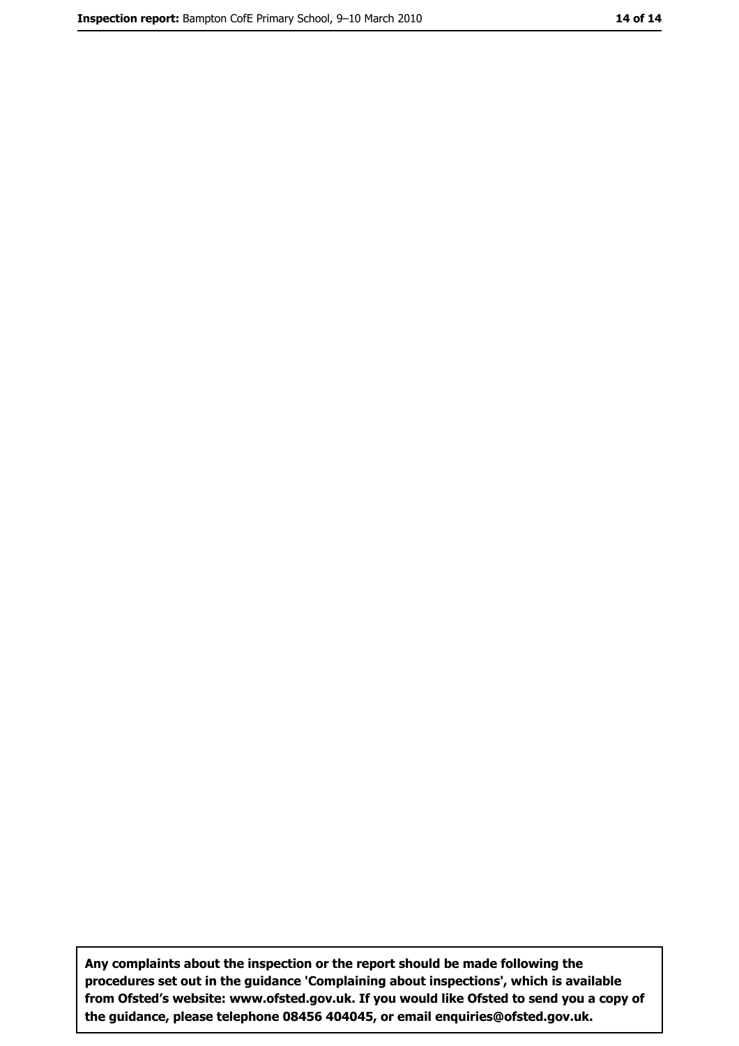**Any complaints about the inspection or the report should be made following the procedures set out in the guidance 'Complaining about inspections', which is available from Ofsted's website: www.ofsted.gov.uk. If you would like Ofsted to send you a copy of the guidance, please telephone 08456 404045, or email enquiries@ofsted.gov.uk.**